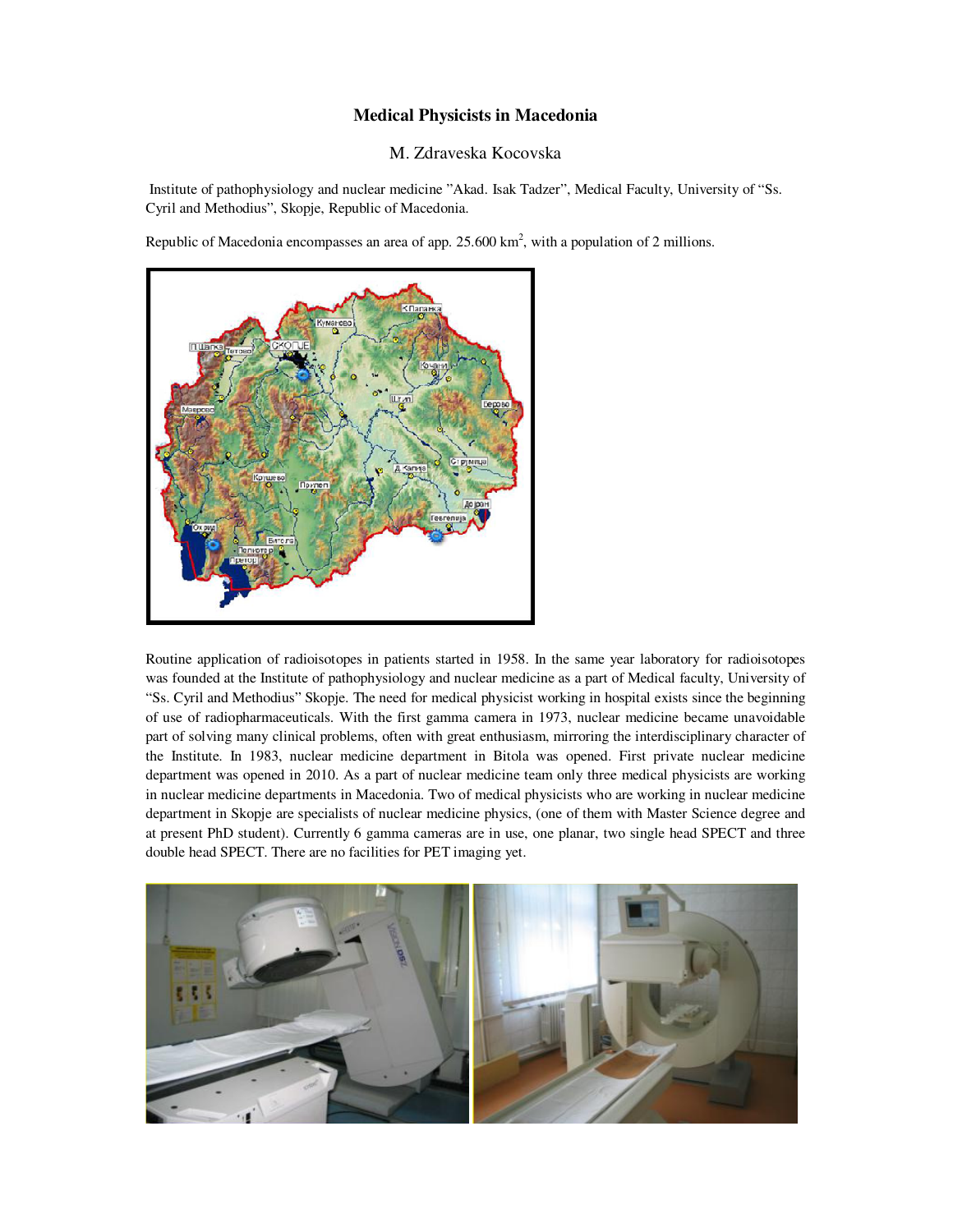# Medical Physicists in Macedonia

M. Zdraveska Kocovska

Institute of pathophysiology and nuclear medicine "Akad. Isak Tadzer", Medical Faculty, University of "Ss. Cyril and Methodius", Skopje, Republic of Macedonia.

Republic of Macedonia encompasses an area of app. 25.600 km$^2$, with a population of 2 millions.

Routine application of radioisotopes in patients started in 1958. In the same year laboratory for radioisotopes was founded at the Institute of pathophysiology and nuclear medicine as a part of Medical faculty, University of "Ss. Cyril and Methodius" Skopje. The need for medical physicist working in hospital exists since the beginning of use of radiopharmaceuticals. With the first gamma camera in 1973, nuclear medicine became unavoidable part of solving many clinical problems, often with great enthusiasm, mirroring the interdisciplinary character of the Institute. In 1983, nuclear medicine department in Bitola was opened. First private nuclear medicine department was opened in 2010. As a part of nuclear medicine team only three medical physicists are working in nuclear medicine departments in Macedonia. Two of medical physicists who are working in nuclear medicine department in Skopje are specialists of nuclear medicine physics, (one of them with Master Science degree and at present PhD student). Currently 6 gamma cameras are in use, one planar, two single head SPECT and three double head SPECT. There are no facilities for PET imaging yet.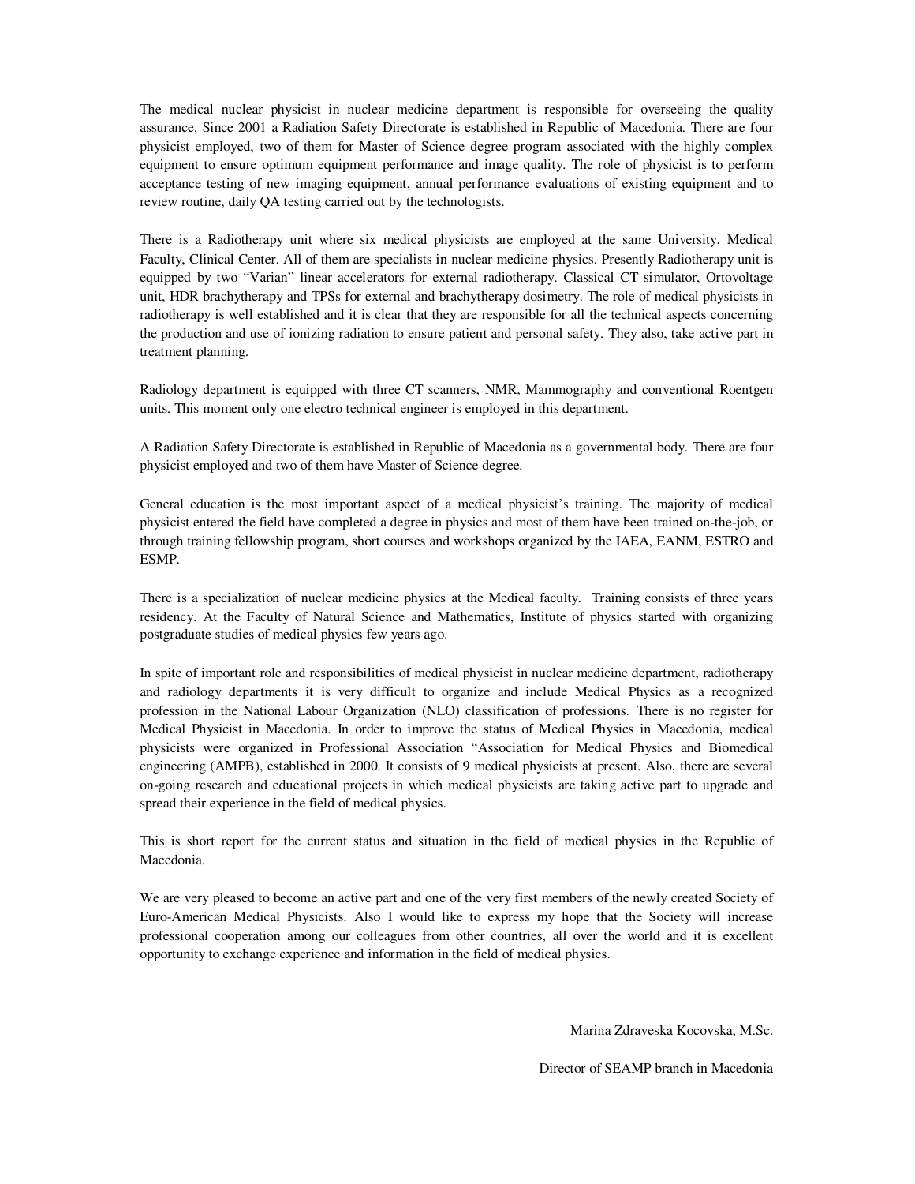The medical nuclear physicist in nuclear medicine department is responsible for overseeing the quality assurance. Since 2001 a Radiation Safety Directorate is established in Republic of Macedonia. There are four physicist employed, two of them for Master of Science degree program associated with the highly complex equipment to ensure optimum equipment performance and image quality. The role of physicist is to perform acceptance testing of new imaging equipment, annual performance evaluations of existing equipment and to review routine, daily QA testing carried out by the technologists.

There is a Radiotherapy unit where six medical physicists are employed at the same University, Medical Faculty, Clinical Center. All of them are specialists in nuclear medicine physics. Presently Radiotherapy unit is equipped by two "Varian" linear accelerators for external radiotherapy. Classical CT simulator, Ortovoltage unit, HDR brachytherapy and TPSs for external and brachytherapy dosimetry. The role of medical physicists in radiotherapy is well established and it is clear that they are responsible for all the technical aspects concerning the production and use of ionizing radiation to ensure patient and personal safety. They also, take active part in treatment planning.

Radiology department is equipped with three CT scanners, NMR, Mammography and conventional Roentgen units. This moment only one electro technical engineer is employed in this department.

A Radiation Safety Directorate is established in Republic of Macedonia as a governmental body. There are four physicist employed and two of them have Master of Science degree.

General education is the most important aspect of a medical physicist's training. The majority of medical physicist entered the field have completed a degree in physics and most of them have been trained on-the-job, or through training fellowship program, short courses and workshops organized by the IAEA, EANM, ESTRO and ESMP.

There is a specialization of nuclear medicine physics at the Medical faculty. Training consists of three years residency. At the Faculty of Natural Science and Mathematics, Institute of physics started with organizing postgraduate studies of medical physics few years ago.

In spite of important role and responsibilities of medical physicist in nuclear medicine department, radiotherapy and radiology departments it is very difficult to organize and include Medical Physics as a recognized profession in the National Labour Organization (NLO) classification of professions. There is no register for Medical Physicist in Macedonia. In order to improve the status of Medical Physics in Macedonia, medical physicists were organized in Professional Association "Association for Medical Physics and Biomedical engineering (AMPB), established in 2000. It consists of 9 medical physicists at present. Also, there are several on-going research and educational projects in which medical physicists are taking active part to upgrade and spread their experience in the field of medical physics.

This is short report for the current status and situation in the field of medical physics in the Republic of Macedonia.

We are very pleased to become an active part and one of the very first members of the newly created Society of Euro-American Medical Physicists. Also I would like to express my hope that the Society will increase professional cooperation among our colleagues from other countries, all over the world and it is excellent opportunity to exchange experience and information in the field of medical physics.

Marina Zdraveska Kocovska, M.Sc.

Director of SEAMP branch in Macedonia